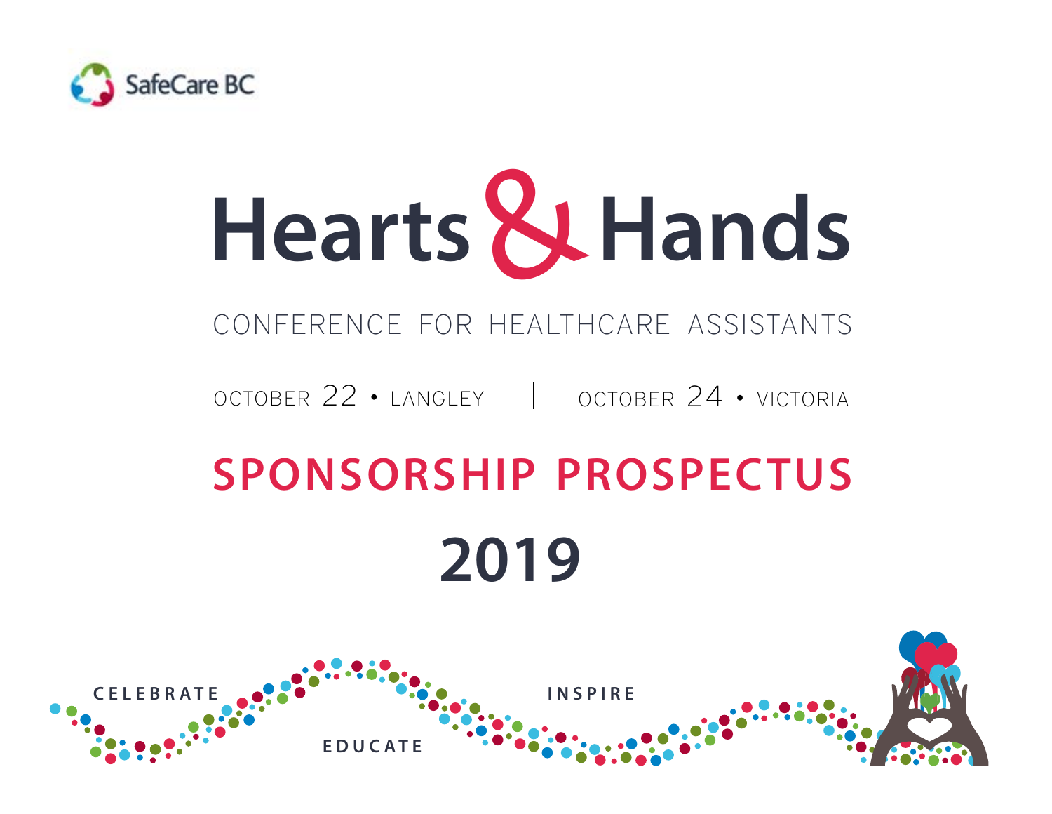SafeCare BC

# Hearts & Hands

CONFERENCE FOR HEALTHCARE ASSISTANTS

OCTOBER 22 • LANGLEY | OCTOBER 24 • VICTORIA

## SPONSORSHIP PROSPECTUS

## 2019

CELEBRATE EDUCATE INSPIRE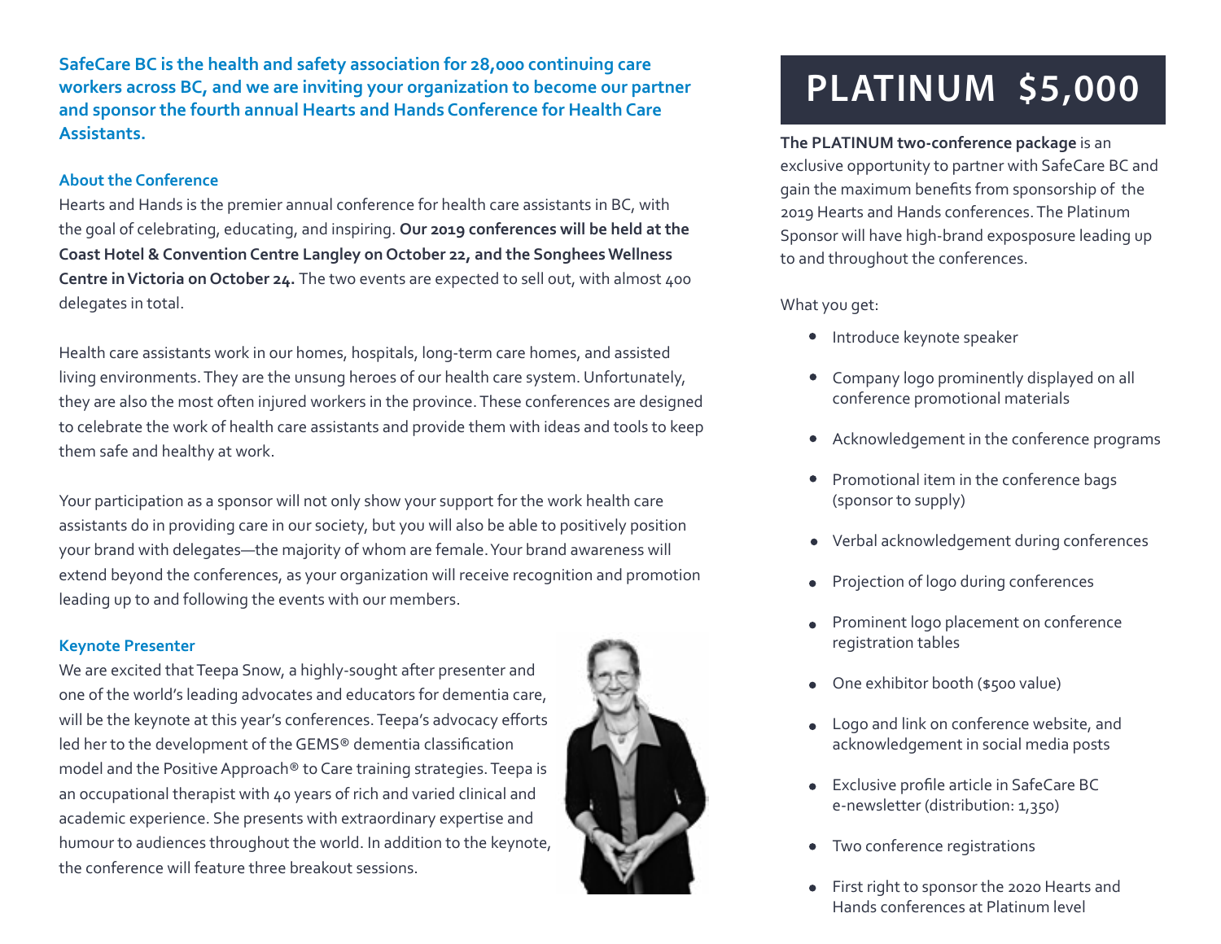**SafeCare BC is the health and safety association for 28,000 continuing care workers across BC, and we are inviting your organization to become our partner and sponsor the fourth annual Hearts and Hands Conference for Health Care Assistants.**

### About the Conference

Hearts and Hands is the premier annual conference for health care assistants in BC, with the goal of celebrating, educating, and inspiring. **Our 2019 conferences will be held at the Coast Hotel & Convention Centre Langley on October 22, and the Songhees Wellness Centre in Victoria on October 24.** The two events are expected to sell out, with almost 400 delegates in total.

Health care assistants work in our homes, hospitals, long-term care homes, and assisted living environments. They are the unsung heroes of our health care system. Unfortunately, they are also the most often injured workers in the province. These conferences are designed to celebrate the work of health care assistants and provide them with ideas and tools to keep them safe and healthy at work.

Your participation as a sponsor will not only show your support for the work health care assistants do in providing care in our society, but you will also be able to positively position your brand with delegates—the majority of whom are female. Your brand awareness will extend beyond the conferences, as your organization will receive recognition and promotion leading up to and following the events with our members.

### Keynote Presenter

We are excited that Teepa Snow, a highly-sought after presenter and one of the world's leading advocates and educators for dementia care, will be the keynote at this year's conferences. Teepa's advocacy efforts led her to the development of the GEMS® dementia classification model and the Positive Approach® to Care training strategies. Teepa is an occupational therapist with 40 years of rich and varied clinical and academic experience. She presents with extraordinary expertise and humour to audiences throughout the world. In addition to the keynote, the conference will feature three breakout sessions.

## PLATINUM $5,000

**The PLATINUM two-conference package** is an exclusive opportunity to partner with SafeCare BC and gain the maximum benefits from sponsorship of the 2019 Hearts and Hands conferences. The Platinum Sponsor will have high-brand expopsosure leading up to and throughout the conferences.

What you get:

- Introduce keynote speaker
- Company logo prominently displayed on all conference promotional materials
- Acknowledgement in the conference programs
- Promotional item in the conference bags (sponsor to supply)
- Verbal acknowledgement during conferences
- Projection of logo during conferences
- Prominent logo placement on conference registration tables
- One exhibitor booth ($500 value)
- Logo and link on conference website, and acknowledgement in social media posts
- Exclusive profile article in SafeCare BC e-newsletter (distribution: 1,350)
- Two conference registrations
- First right to sponsor the 2020 Hearts and Hands conferences at Platinum level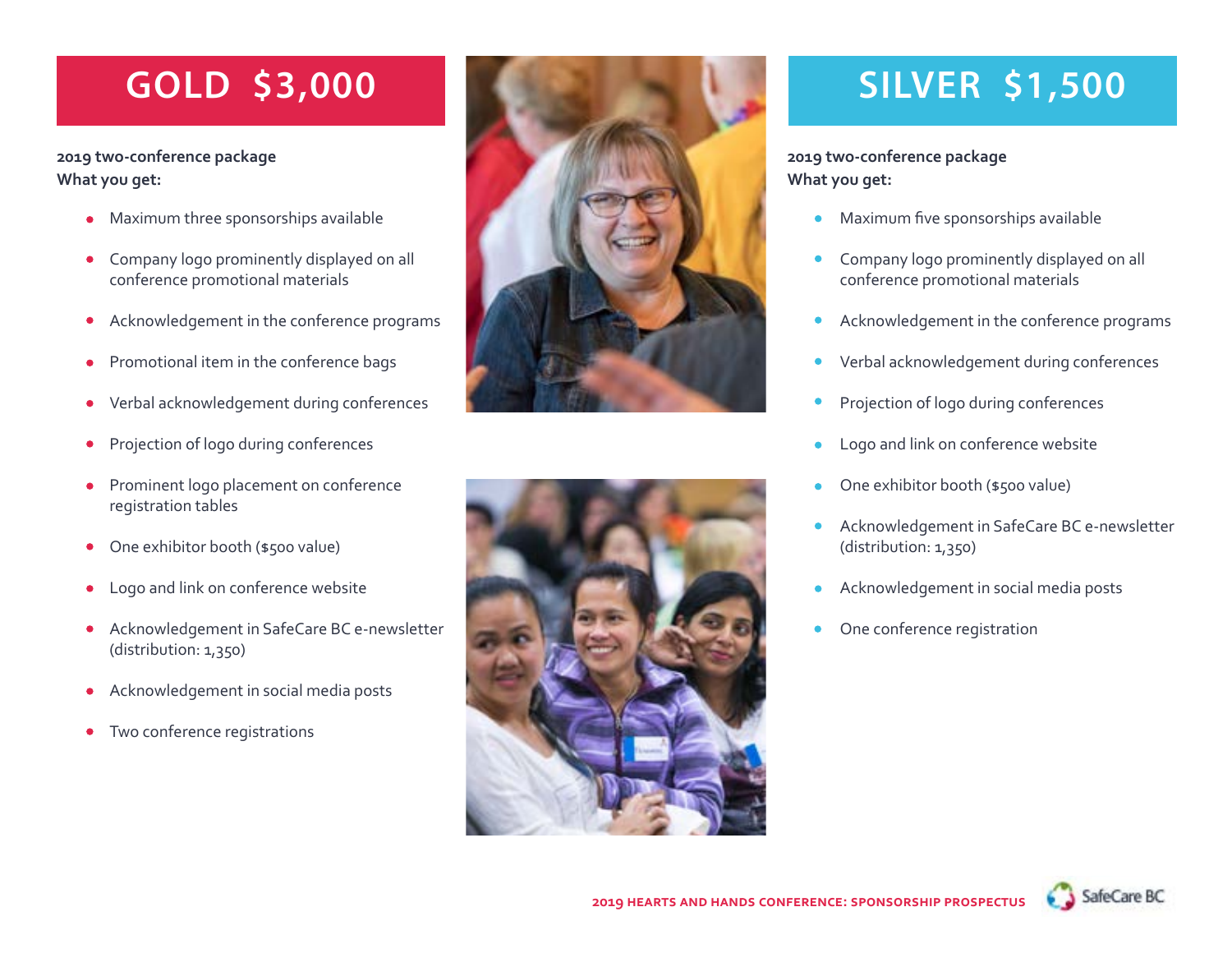## GOLD $3,000

**2019 two-conference package**
**What you get:**

- Maximum three sponsorships available
- Company logo prominently displayed on all conference promotional materials
- Acknowledgement in the conference programs
- Promotional item in the conference bags
- Verbal acknowledgement during conferences
- Projection of logo during conferences
- Prominent logo placement on conference registration tables
- One exhibitor booth ($500 value)
- Logo and link on conference website
- Acknowledgement in SafeCare BC e-newsletter (distribution: 1,350)
- Acknowledgement in social media posts
- Two conference registrations

## SILVER $1,500

**2019 two-conference package**
**What you get:**

- Maximum five sponsorships available
- Company logo prominently displayed on all conference promotional materials
- Acknowledgement in the conference programs
- Verbal acknowledgement during conferences
- Projection of logo during conferences
- Logo and link on conference website
- One exhibitor booth ($500 value)
- Acknowledgement in SafeCare BC e-newsletter (distribution: 1,350)
- Acknowledgement in social media posts
- One conference registration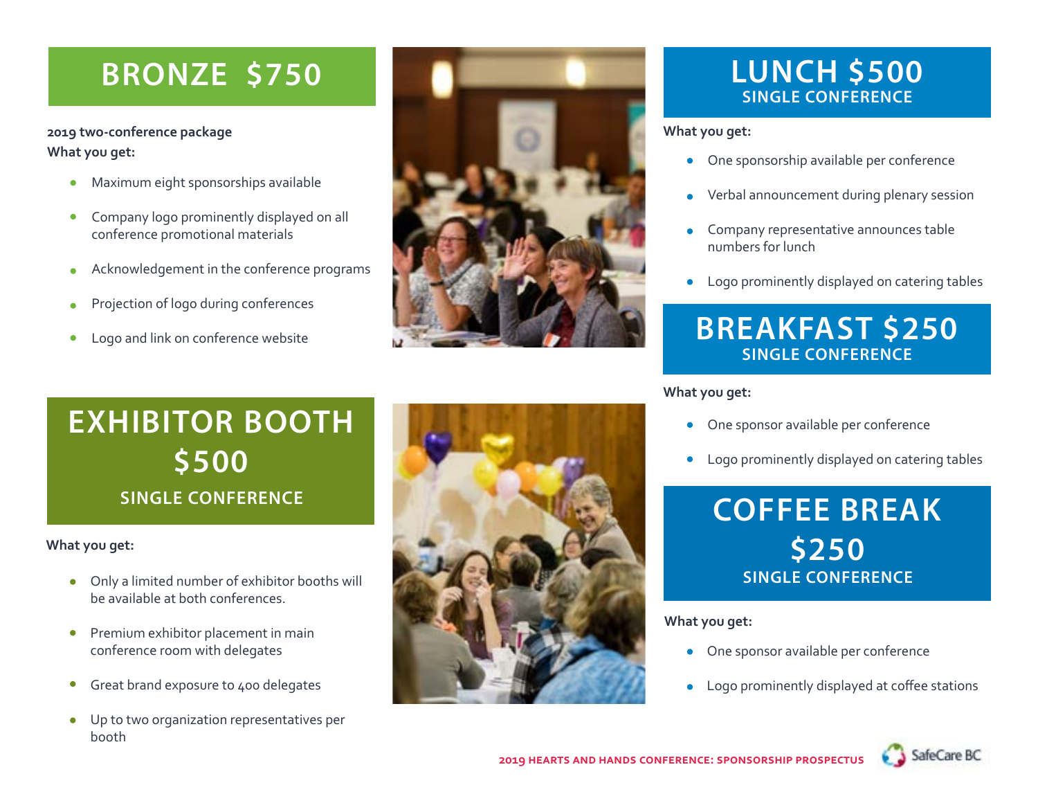## BRONZE $750

**2019 two-conference package**
**What you get:**

- Maximum eight sponsorships available
- Company logo prominently displayed on all conference promotional materials
- Acknowledgement in the conference programs
- Projection of logo during conferences
- Logo and link on conference website

## EXHIBITOR BOOTH $500

### SINGLE CONFERENCE

**What you get:**

- Only a limited number of exhibitor booths will be available at both conferences.
- Premium exhibitor placement in main conference room with delegates
- Great brand exposure to 400 delegates
- Up to two organization representatives per booth

## LUNCH $500

### SINGLE CONFERENCE

**What you get:**

- One sponsorship available per conference
- Verbal announcement during plenary session
- Company representative announces table numbers for lunch
- Logo prominently displayed on catering tables

## BREAKFAST $250

### SINGLE CONFERENCE

**What you get:**

- One sponsor available per conference
- Logo prominently displayed on catering tables

## COFFEE BREAK $250

### SINGLE CONFERENCE

**What you get:**

- One sponsor available per conference
- Logo prominently displayed at coffee stations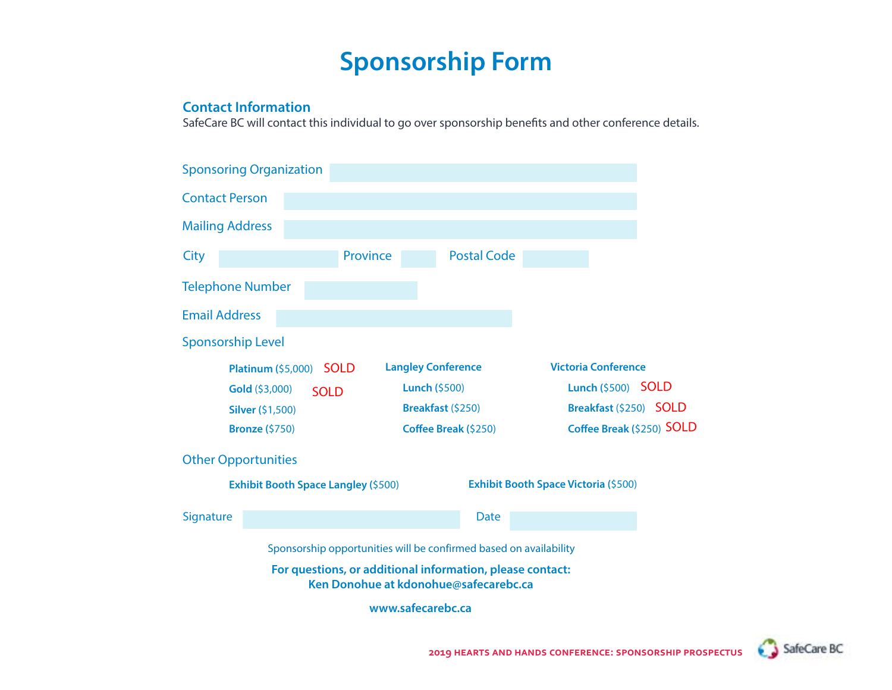# Sponsorship Form

## Contact Information

SafeCare BC will contact this individual to go over sponsorship benefits and other conference details.

Sponsoring Organization

Contact Person

Mailing Address

City Province Postal Code

Telephone Number

Email Address

Sponsorship Level

**Platinum** ($5,000) SOLD
**Gold** ($3,000) SOLD
**Silver** ($1,500)
**Bronze** ($750)

**Langley Conference**

- **Lunch** ($500)
- **Breakfast** ($250)
- **Coffee Break** ($250)

**Victoria Conference**

- **Lunch** ($500) SOLD
- **Breakfast** ($250) SOLD
- **Coffee Break** ($250) SOLD

Other Opportunities

**Exhibit Booth Space Langley** ($500)

**Exhibit Booth Space Victoria** ($500)

Signature Date

Sponsorship opportunities will be confirmed based on availability

**For questions, or additional information, please contact:**
**Ken Donohue at kdonohue@safecarebc.ca**

**www.safecarebc.ca**